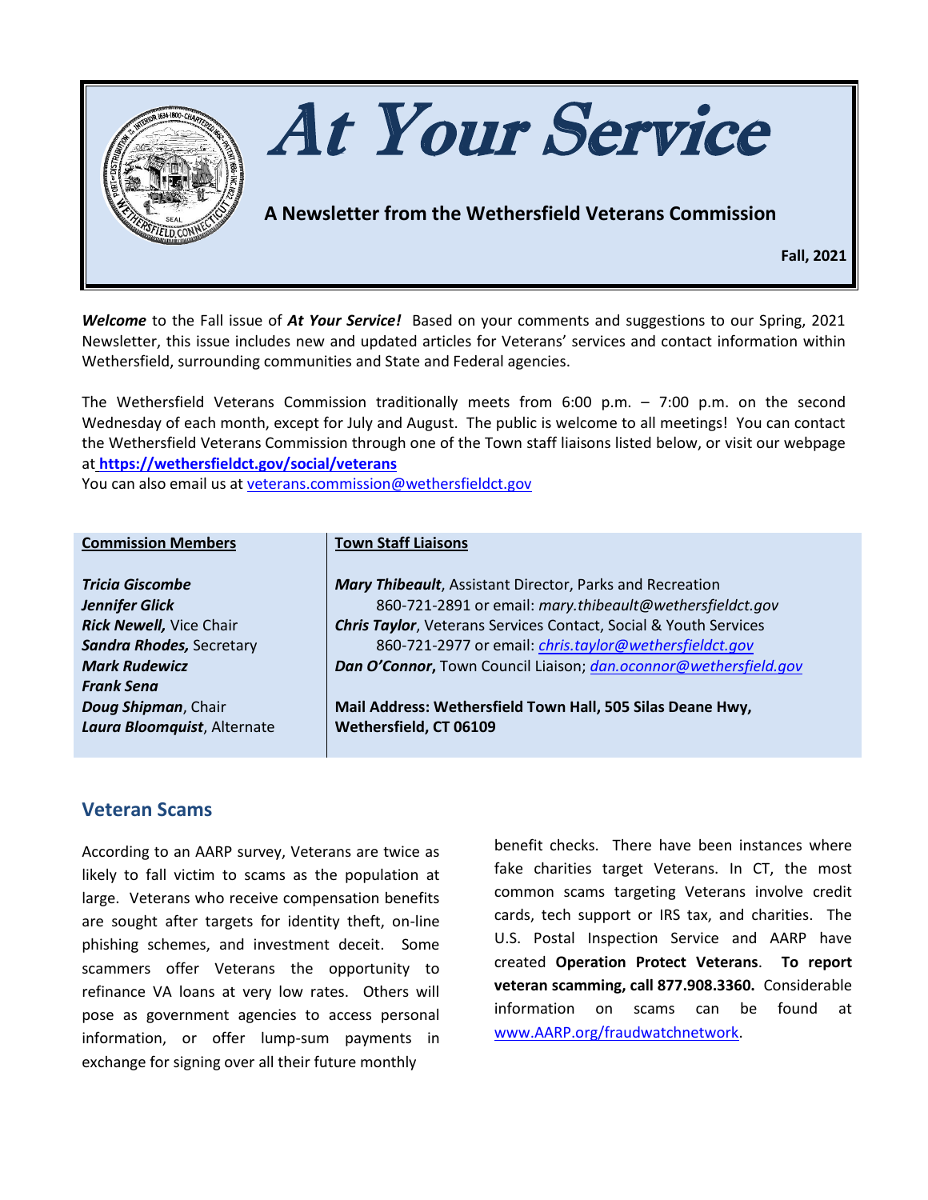# At Your Service

**A Newsletter from the Wethersfield Veterans Commission**

**Fall, 2021**

***Welcome*** to the Fall issue of ***At Your Service!*** Based on your comments and suggestions to our Spring, 2021 Newsletter, this issue includes new and updated articles for Veterans' services and contact information within Wethersfield, surrounding communities and State and Federal agencies.

The Wethersfield Veterans Commission traditionally meets from 6:00 p.m. – 7:00 p.m. on the second Wednesday of each month, except for July and August. The public is welcome to all meetings! You can contact the Wethersfield Veterans Commission through one of the Town staff liaisons listed below, or visit our webpage at **https://wethersfieldct.gov/social/veterans**
You can also email us at veterans.commission@wethersfieldct.gov

| Commission Members | Town Staff Liaisons |
|---|---|
| ***Tricia Giscombe*** | ***Mary Thibeault***, Assistant Director, Parks and Recreation |
| ***Jennifer Glick*** | 860-721-2891 or email: *mary.thibeault@wethersfieldct.gov* |
| ***Rick Newell,*** Vice Chair | ***Chris Taylor***, Veterans Services Contact, Social & Youth Services |
| ***Sandra Rhodes,*** Secretary | 860-721-2977 or email: *chris.taylor@wethersfieldct.gov* |
| ***Mark Rudewicz*** | ***Dan O'Connor***, Town Council Liaison; *dan.oconnor@wethersfield.gov* |
| ***Frank Sena*** | |
| ***Doug Shipman***, Chair | **Mail Address: Wethersfield Town Hall, 505 Silas Deane Hwy,** |
| ***Laura Bloomquist***, Alternate | **Wethersfield, CT 06109** |

## Veteran Scams

According to an AARP survey, Veterans are twice as likely to fall victim to scams as the population at large. Veterans who receive compensation benefits are sought after targets for identity theft, on-line phishing schemes, and investment deceit. Some scammers offer Veterans the opportunity to refinance VA loans at very low rates. Others will pose as government agencies to access personal information, or offer lump-sum payments in exchange for signing over all their future monthly benefit checks. There have been instances where fake charities target Veterans. In CT, the most common scams targeting Veterans involve credit cards, tech support or IRS tax, and charities. The U.S. Postal Inspection Service and AARP have created **Operation Protect Veterans**. **To report veteran scamming, call 877.908.3360.** Considerable information on scams can be found at www.AARP.org/fraudwatchnetwork.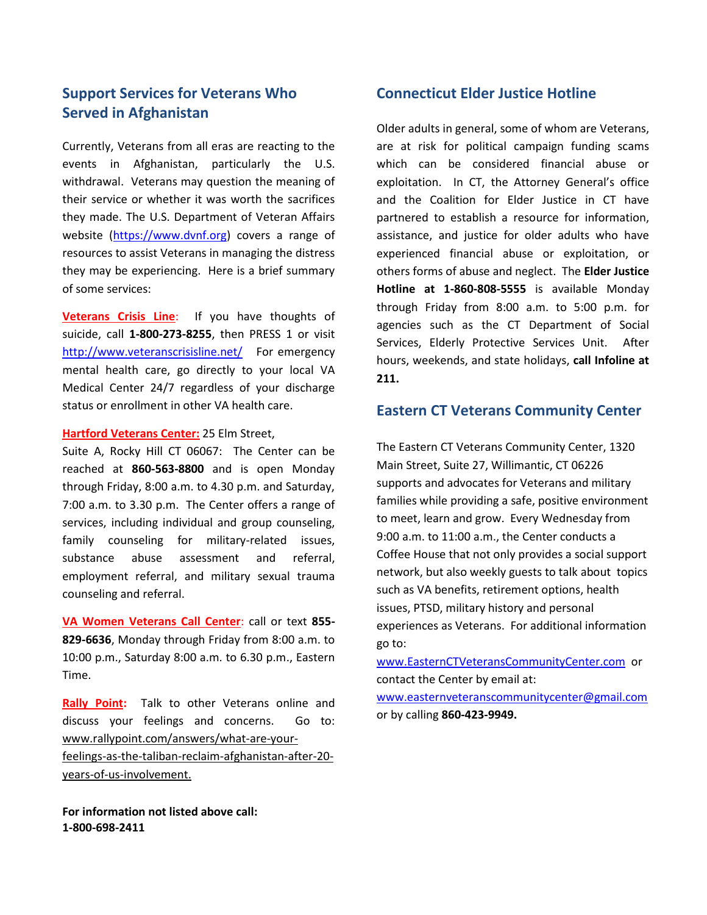## Support Services for Veterans Who Served in Afghanistan

Currently, Veterans from all eras are reacting to the events in Afghanistan, particularly the U.S. withdrawal. Veterans may question the meaning of their service or whether it was worth the sacrifices they made. The U.S. Department of Veteran Affairs website (https://www.dvnf.org) covers a range of resources to assist Veterans in managing the distress they may be experiencing. Here is a brief summary of some services:

**Veterans Crisis Line**: If you have thoughts of suicide, call **1-800-273-8255**, then PRESS 1 or visit http://www.veteranscrisisline.net/ For emergency mental health care, go directly to your local VA Medical Center 24/7 regardless of your discharge status or enrollment in other VA health care.

**Hartford Veterans Center:** 25 Elm Street, Suite A, Rocky Hill CT 06067: The Center can be reached at **860-563-8800** and is open Monday through Friday, 8:00 a.m. to 4.30 p.m. and Saturday, 7:00 a.m. to 3.30 p.m. The Center offers a range of services, including individual and group counseling, family counseling for military-related issues, substance abuse assessment and referral, employment referral, and military sexual trauma counseling and referral.

**VA Women Veterans Call Center**: call or text **855-829-6636**, Monday through Friday from 8:00 a.m. to 10:00 p.m., Saturday 8:00 a.m. to 6.30 p.m., Eastern Time.

**Rally Point:** Talk to other Veterans online and discuss your feelings and concerns. Go to: www.rallypoint.com/answers/what-are-your-feelings-as-the-taliban-reclaim-afghanistan-after-20-years-of-us-involvement.

**For information not listed above call: 1-800-698-2411**

## Connecticut Elder Justice Hotline

Older adults in general, some of whom are Veterans, are at risk for political campaign funding scams which can be considered financial abuse or exploitation. In CT, the Attorney General's office and the Coalition for Elder Justice in CT have partnered to establish a resource for information, assistance, and justice for older adults who have experienced financial abuse or exploitation, or others forms of abuse and neglect. The **Elder Justice Hotline at 1-860-808-5555** is available Monday through Friday from 8:00 a.m. to 5:00 p.m. for agencies such as the CT Department of Social Services, Elderly Protective Services Unit. After hours, weekends, and state holidays, **call Infoline at 211.**

## Eastern CT Veterans Community Center

The Eastern CT Veterans Community Center, 1320 Main Street, Suite 27, Willimantic, CT 06226 supports and advocates for Veterans and military families while providing a safe, positive environment to meet, learn and grow. Every Wednesday from 9:00 a.m. to 11:00 a.m., the Center conducts a Coffee House that not only provides a social support network, but also weekly guests to talk about topics such as VA benefits, retirement options, health issues, PTSD, military history and personal experiences as Veterans. For additional information go to: www.EasternCTVeteransCommunityCenter.com or contact the Center by email at: www.easternveteranscommunitycenter@gmail.com or by calling **860-423-9949.**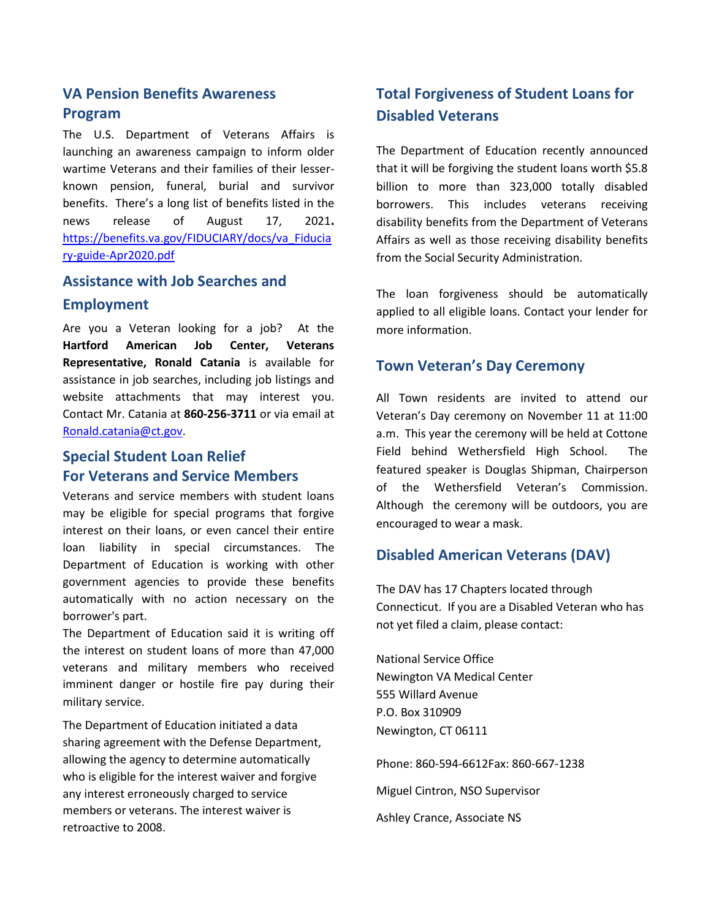## VA Pension Benefits Awareness Program

The U.S. Department of Veterans Affairs is launching an awareness campaign to inform older wartime Veterans and their families of their lesser-known pension, funeral, burial and survivor benefits. There's a long list of benefits listed in the news release of August 17, 2021**.** [https://benefits.va.gov/FIDUCIARY/docs/va_Fiduciary-guide-Apr2020.pdf](https://benefits.va.gov/FIDUCIARY/docs/va_Fiduciary-guide-Apr2020.pdf)

## Assistance with Job Searches and Employment

Are you a Veteran looking for a job? At the **Hartford American Job Center, Veterans Representative, Ronald Catania** is available for assistance in job searches, including job listings and website attachments that may interest you. Contact Mr. Catania at **860-256-3711** or via email at [Ronald.catania@ct.gov](mailto:Ronald.catania@ct.gov).

## Special Student Loan Relief For Veterans and Service Members

Veterans and service members with student loans may be eligible for special programs that forgive interest on their loans, or even cancel their entire loan liability in special circumstances. The Department of Education is working with other government agencies to provide these benefits automatically with no action necessary on the borrower's part.

The Department of Education said it is writing off the interest on student loans of more than 47,000 veterans and military members who received imminent danger or hostile fire pay during their military service.

The Department of Education initiated a data sharing agreement with the Defense Department, allowing the agency to determine automatically who is eligible for the interest waiver and forgive any interest erroneously charged to service members or veterans. The interest waiver is retroactive to 2008.

## Total Forgiveness of Student Loans for Disabled Veterans

The Department of Education recently announced that it will be forgiving the student loans worth $5.8 billion to more than 323,000 totally disabled borrowers. This includes veterans receiving disability benefits from the Department of Veterans Affairs as well as those receiving disability benefits from the Social Security Administration.

The loan forgiveness should be automatically applied to all eligible loans. Contact your lender for more information.

## Town Veteran's Day Ceremony

All Town residents are invited to attend our Veteran's Day ceremony on November 11 at 11:00 a.m. This year the ceremony will be held at Cottone Field behind Wethersfield High School. The featured speaker is Douglas Shipman, Chairperson of the Wethersfield Veteran's Commission. Although the ceremony will be outdoors, you are encouraged to wear a mask.

## Disabled American Veterans (DAV)

The DAV has 17 Chapters located through Connecticut. If you are a Disabled Veteran who has not yet filed a claim, please contact:

National Service Office
Newington VA Medical Center
555 Willard Avenue
P.O. Box 310909
Newington, CT 06111

Phone: 860-594-6612Fax: 860-667-1238

Miguel Cintron, NSO Supervisor

Ashley Crance, Associate NS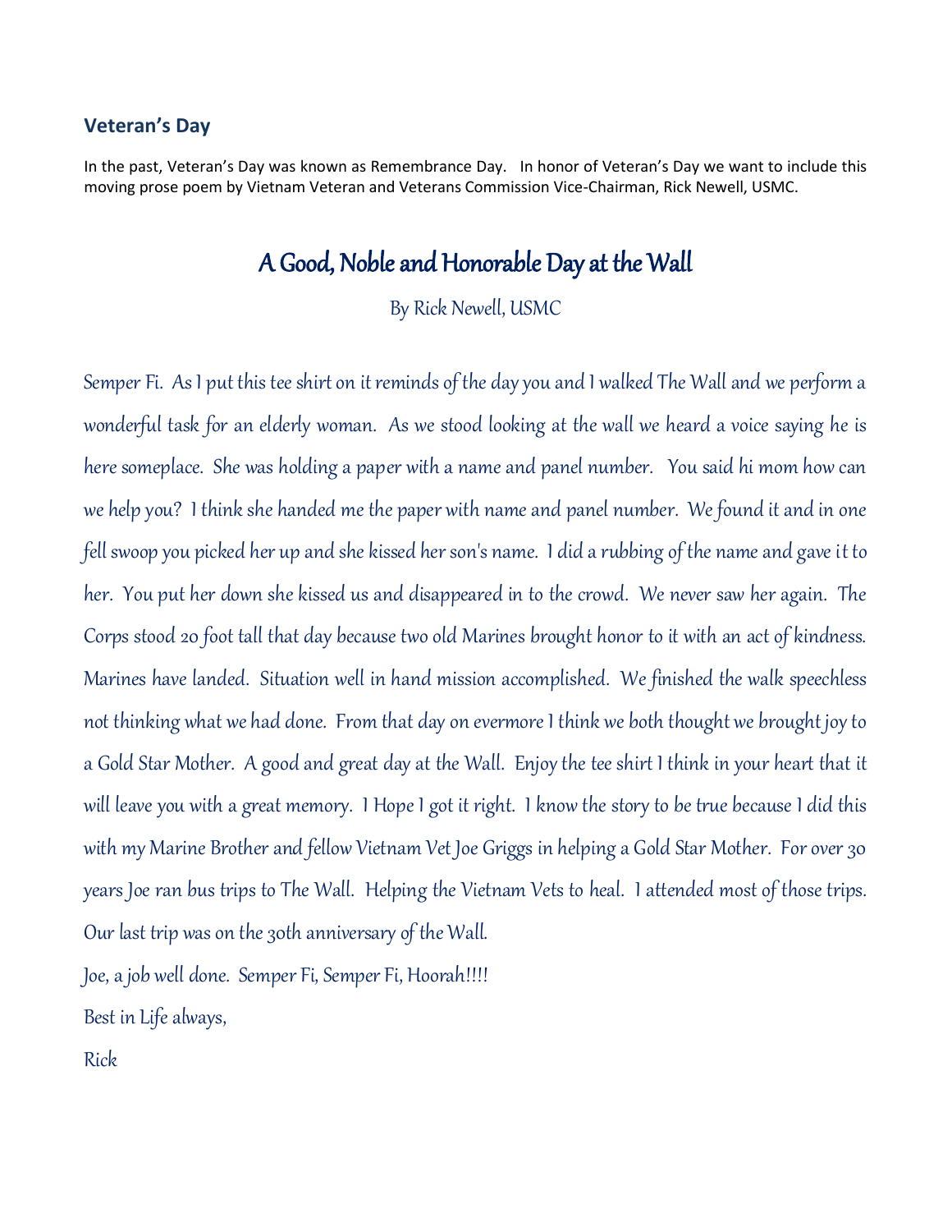## Veteran's Day

In the past, Veteran's Day was known as Remembrance Day. In honor of Veteran's Day we want to include this moving prose poem by Vietnam Veteran and Veterans Commission Vice-Chairman, Rick Newell, USMC.

# A Good, Noble and Honorable Day at the Wall

By Rick Newell, USMC

Semper Fi. As I put this tee shirt on it reminds of the day you and I walked The Wall and we perform a wonderful task for an elderly woman. As we stood looking at the wall we heard a voice saying he is here someplace. She was holding a paper with a name and panel number. You said hi mom how can we help you? I think she handed me the paper with name and panel number. We found it and in one fell swoop you picked her up and she kissed her son's name. I did a rubbing of the name and gave it to her. You put her down she kissed us and disappeared in to the crowd. We never saw her again. The Corps stood 20 foot tall that day because two old Marines brought honor to it with an act of kindness. Marines have landed. Situation well in hand mission accomplished. We finished the walk speechless not thinking what we had done. From that day on evermore I think we both thought we brought joy to a Gold Star Mother. A good and great day at the Wall. Enjoy the tee shirt I think in your heart that it will leave you with a great memory. I Hope I got it right. I know the story to be true because I did this with my Marine Brother and fellow Vietnam Vet Joe Griggs in helping a Gold Star Mother. For over 30 years Joe ran bus trips to The Wall. Helping the Vietnam Vets to heal. I attended most of those trips. Our last trip was on the 30th anniversary of the Wall.

Joe, a job well done. Semper Fi, Semper Fi, Hoorah!!!!

Best in Life always,

Rick